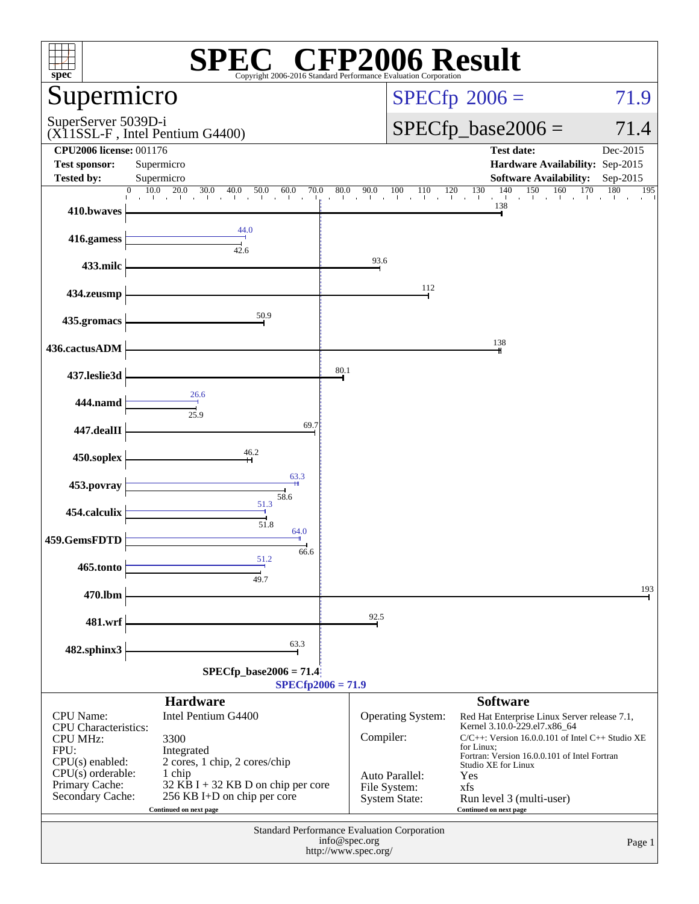# SPEC® CFP2006 Result

Copyright 2006-2016 Standard Performance Evaluation Corporation

## Supermicro

SuperServer 5039D-i
(X11SSL-F , Intel Pentium G4400)

**SPECfp 2006 = 71.9**

**SPECfp_base2006 = 71.4**

| | | | |
|---|---|---|---|
| **CPU2006 license:** 001176 | | **Test date:** | Dec-2015 |
| **Test sponsor:** | Supermicro | **Hardware Availability:** | Sep-2015 |
| **Tested by:** | Supermicro | **Software Availability:** | Sep-2015 |

| Benchmark | Peak | Base |
|---|---|---|
| 410.bwaves | | 138 |
| 416.gamess | 44.0 | 42.6 |
| 433.milc | | 93.6 |
| 434.zeusmp | | 112 |
| 435.gromacs | | 50.9 |
| 436.cactusADM | | 138 |
| 437.leslie3d | | 80.1 |
| 444.namd | 26.6 | 25.9 |
| 447.dealII | | 69.7 |
| 450.soplex | | 46.2 |
| 453.povray | 63.3 | 58.6 |
| 454.calculix | 51.3 | 51.8 |
| 459.GemsFDTD | 64.0 | 66.6 |
| 465.tonto | 51.2 | 49.7 |
| 470.lbm | | 193 |
| 481.wrf | | 92.5 |
| 482.sphinx3 | | 63.3 |

SPECfp_base2006 = 71.4

SPECfp2006 = 71.9

### Hardware

| | |
|---|---|
| CPU Name: | Intel Pentium G4400 |
| CPU Characteristics: | |
| CPU MHz: | 3300 |
| FPU: | Integrated |
| CPU(s) enabled: | 2 cores, 1 chip, 2 cores/chip |
| CPU(s) orderable: | 1 chip |
| Primary Cache: | 32 KB I + 32 KB D on chip per core |
| Secondary Cache: | 256 KB I+D on chip per core |

Continued on next page

### Software

| | |
|---|---|
| Operating System: | Red Hat Enterprise Linux Server release 7.1, Kernel 3.10.0-229.el7.x86_64 |
| Compiler: | C/C++: Version 16.0.0.101 of Intel C++ Studio XE for Linux; Fortran: Version 16.0.0.101 of Intel Fortran Studio XE for Linux |
| Auto Parallel: | Yes |
| File System: | xfs |
| System State: | Run level 3 (multi-user) |

Continued on next page

Standard Performance Evaluation Corporation
info@spec.org
http://www.spec.org/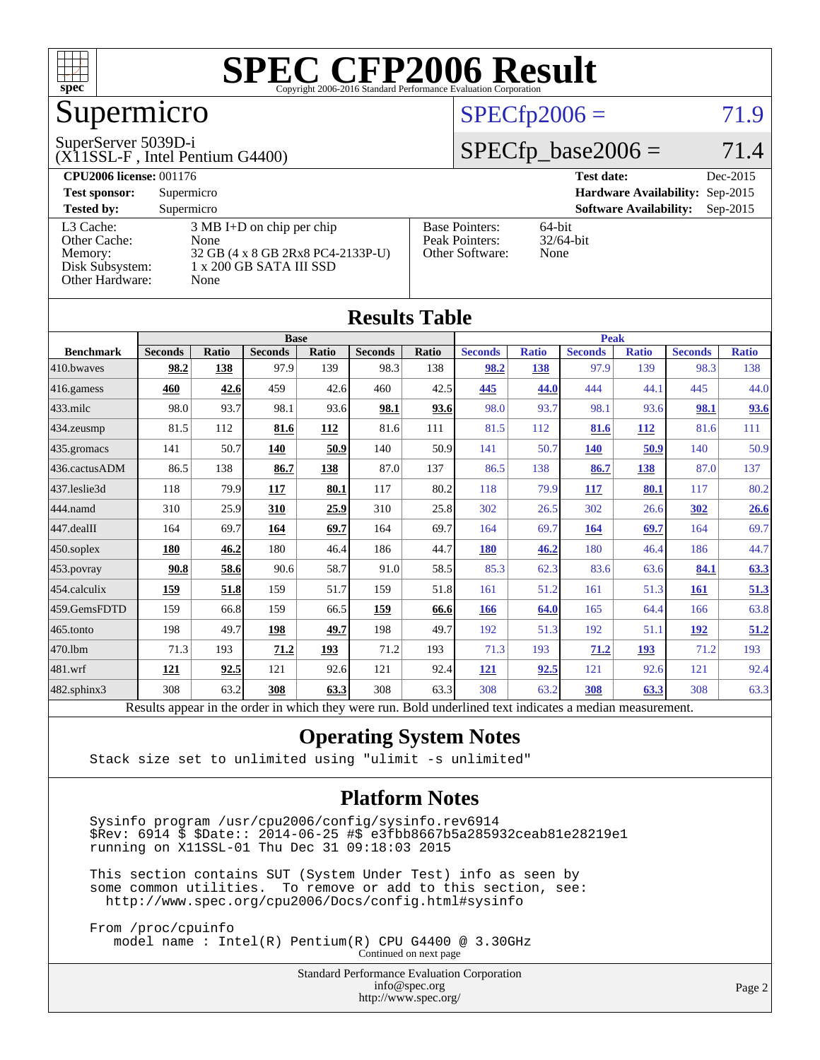# SPEC CFP2006 Result

Copyright 2006-2016 Standard Performance Evaluation Corporation

## Supermicro

SuperServer 5039D-i
(X11SSL-F , Intel Pentium G4400)

SPECfp2006 = 71.9

SPECfp_base2006 = 71.4

| | | | |
|---|---|---|---|
| **CPU2006 license:** 001176 | | **Test date:** | Dec-2015 |
| **Test sponsor:** | Supermicro | **Hardware Availability:** | Sep-2015 |
| **Tested by:** | Supermicro | **Software Availability:** | Sep-2015 |

| | |
|---|---|
| L3 Cache: | 3 MB I+D on chip per chip |
| Other Cache: | None |
| Memory: | 32 GB (4 x 8 GB 2Rx8 PC4-2133P-U) |
| Disk Subsystem: | 1 x 200 GB SATA III SSD |
| Other Hardware: | None |

| | |
|---|---|
| Base Pointers: | 64-bit |
| Peak Pointers: | 32/64-bit |
| Other Software: | None |

## Results Table

| | Base | | | | | | Peak | | | | | |
|---|---|---|---|---|---|---|---|---|---|---|---|---|
| **Benchmark** | **Seconds** | **Ratio** | **Seconds** | **Ratio** | **Seconds** | **Ratio** | **Seconds** | **Ratio** | **Seconds** | **Ratio** | **Seconds** | **Ratio** |
| 410.bwaves | **98.2** | **138** | 97.9 | 139 | 98.3 | 138 | **98.2** | **138** | 97.9 | 139 | 98.3 | 138 |
| 416.gamess | **460** | **42.6** | 459 | 42.6 | 460 | 42.5 | **445** | **44.0** | 444 | 44.1 | 445 | 44.0 |
| 433.milc | 98.0 | 93.7 | 98.1 | 93.6 | **98.1** | **93.6** | 98.0 | 93.7 | 98.1 | 93.6 | **98.1** | **93.6** |
| 434.zeusmp | 81.5 | 112 | **81.6** | **112** | 81.6 | 111 | 81.5 | 112 | **81.6** | **112** | 81.6 | 111 |
| 435.gromacs | 141 | 50.7 | **140** | **50.9** | 140 | 50.9 | 141 | 50.7 | **140** | **50.9** | 140 | 50.9 |
| 436.cactusADM | 86.5 | 138 | **86.7** | **138** | 87.0 | 137 | 86.5 | 138 | **86.7** | **138** | 87.0 | 137 |
| 437.leslie3d | 118 | 79.9 | **117** | **80.1** | 117 | 80.2 | 118 | 79.9 | **117** | **80.1** | 117 | 80.2 |
| 444.namd | 310 | 25.9 | **310** | **25.9** | 310 | 25.8 | 302 | 26.5 | 302 | 26.6 | **302** | **26.6** |
| 447.dealII | 164 | 69.7 | **164** | **69.7** | 164 | 69.7 | 164 | 69.7 | **164** | **69.7** | 164 | 69.7 |
| 450.soplex | **180** | **46.2** | 180 | 46.4 | 186 | 44.7 | **180** | **46.2** | 180 | 46.4 | 186 | 44.7 |
| 453.povray | **90.8** | **58.6** | 90.6 | 58.7 | 91.0 | 58.5 | 85.3 | 62.3 | 83.6 | 63.6 | **84.1** | **63.3** |
| 454.calculix | **159** | **51.8** | 159 | 51.7 | 159 | 51.8 | 161 | 51.2 | 161 | 51.3 | **161** | **51.3** |
| 459.GemsFDTD | 159 | 66.8 | 159 | 66.5 | **159** | **66.6** | **166** | **64.0** | 165 | 64.4 | 166 | 63.8 |
| 465.tonto | 198 | 49.7 | **198** | **49.7** | 198 | 49.7 | 192 | 51.3 | 192 | 51.1 | **192** | **51.2** |
| 470.lbm | 71.3 | 193 | **71.2** | **193** | 71.2 | 193 | 71.3 | 193 | **71.2** | **193** | 71.2 | 193 |
| 481.wrf | **121** | **92.5** | 121 | 92.6 | 121 | 92.4 | **121** | **92.5** | 121 | 92.6 | 121 | 92.4 |
| 482.sphinx3 | 308 | 63.2 | **308** | **63.3** | 308 | 63.3 | 308 | 63.2 | **308** | **63.3** | 308 | 63.3 |

Results appear in the order in which they were run. Bold underlined text indicates a median measurement.

## Operating System Notes

```
Stack size set to unlimited using "ulimit -s unlimited"
```

## Platform Notes

```
Sysinfo program /usr/cpu2006/config/sysinfo.rev6914
$Rev: 6914 $ $Date:: 2014-06-25 #$ e3fbb8667b5a285932ceab81e28219e1
running on X11SSL-01 Thu Dec 31 09:18:03 2015

This section contains SUT (System Under Test) info as seen by
some common utilities.  To remove or add to this section, see:
  http://www.spec.org/cpu2006/Docs/config.html#sysinfo

From /proc/cpuinfo
   model name : Intel(R) Pentium(R) CPU G4400 @ 3.30GHz
```

Continued on next page

Standard Performance Evaluation Corporation
info@spec.org
http://www.spec.org/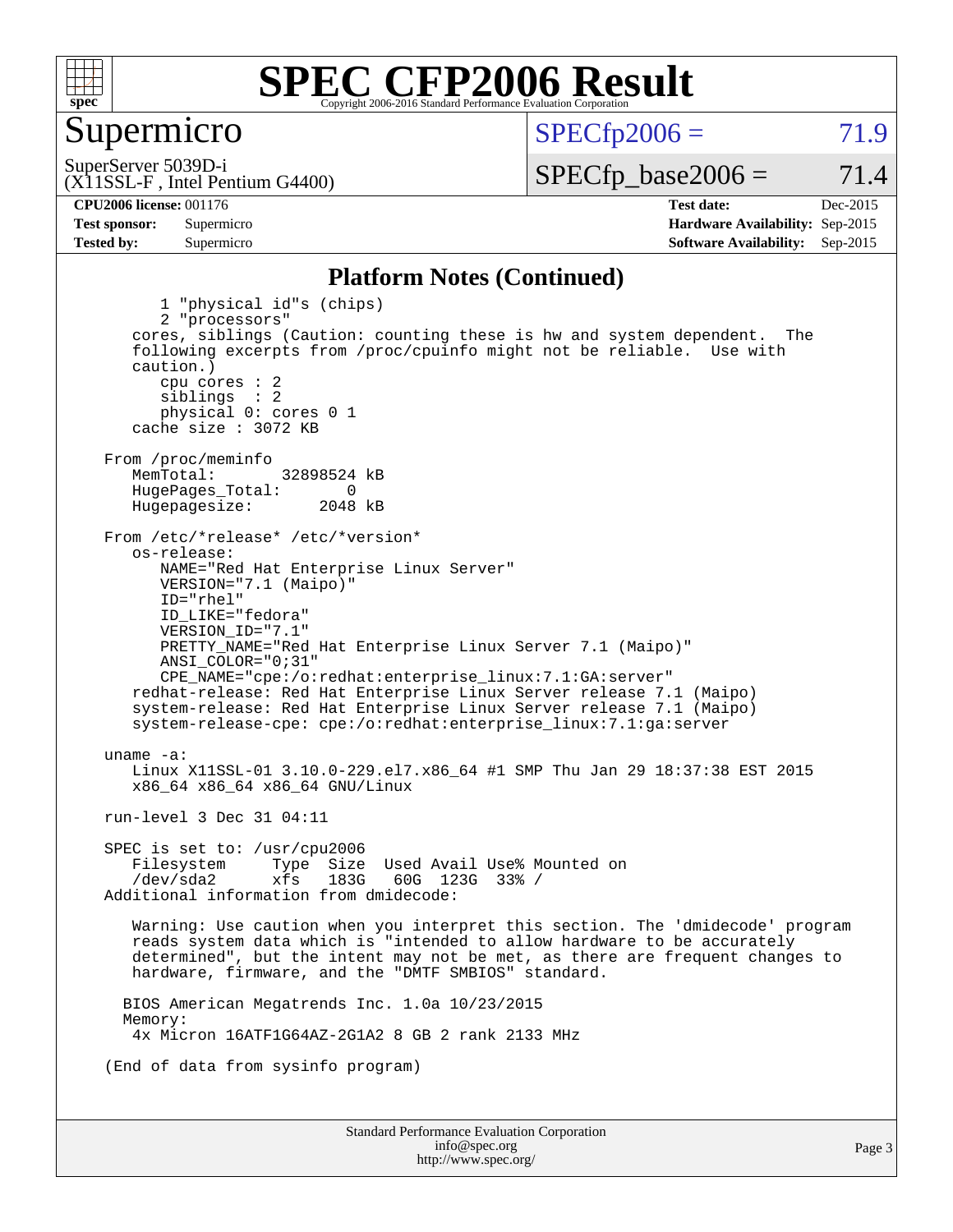# SPEC CFP2006 Result

Copyright 2006-2016 Standard Performance Evaluation Corporation

## Supermicro

SuperServer 5039D-i
(X11SSL-F , Intel Pentium G4400)

SPECfp2006 = 71.9

SPECfp_base2006 = 71.4

| **CPU2006 license:** 001176 | **Test date:** Dec-2015 |
|---|---|
| **Test sponsor:** Supermicro | **Hardware Availability:** Sep-2015 |
| **Tested by:** Supermicro | **Software Availability:** Sep-2015 |

### Platform Notes (Continued)

```
        1 "physical id"s (chips)
        2 "processors"
    cores, siblings (Caution: counting these is hw and system dependent.  The
    following excerpts from /proc/cpuinfo might not be reliable.  Use with
    caution.)
        cpu cores : 2
        siblings  : 2
        physical 0: cores 0 1
    cache size : 3072 KB

 From /proc/meminfo
    MemTotal:       32898524 kB
    HugePages_Total:       0
    Hugepagesize:       2048 kB

 From /etc/*release* /etc/*version*
    os-release:
       NAME="Red Hat Enterprise Linux Server"
       VERSION="7.1 (Maipo)"
       ID="rhel"
       ID_LIKE="fedora"
       VERSION_ID="7.1"
       PRETTY_NAME="Red Hat Enterprise Linux Server 7.1 (Maipo)"
       ANSI_COLOR="0;31"
       CPE_NAME="cpe:/o:redhat:enterprise_linux:7.1:GA:server"
    redhat-release: Red Hat Enterprise Linux Server release 7.1 (Maipo)
    system-release: Red Hat Enterprise Linux Server release 7.1 (Maipo)
    system-release-cpe: cpe:/o:redhat:enterprise_linux:7.1:ga:server

 uname -a:
    Linux X11SSL-01 3.10.0-229.el7.x86_64 #1 SMP Thu Jan 29 18:37:38 EST 2015
    x86_64 x86_64 x86_64 GNU/Linux

 run-level 3 Dec 31 04:11

 SPEC is set to: /usr/cpu2006
    Filesystem     Type  Size  Used Avail Use% Mounted on
    /dev/sda2      xfs   183G   60G  123G  33% /
 Additional information from dmidecode:

    Warning: Use caution when you interpret this section. The 'dmidecode' program
    reads system data which is "intended to allow hardware to be accurately
    determined", but the intent may not be met, as there are frequent changes to
    hardware, firmware, and the "DMTF SMBIOS" standard.

   BIOS American Megatrends Inc. 1.0a 10/23/2015
   Memory:
    4x Micron 16ATF1G64AZ-2G1A2 8 GB 2 rank 2133 MHz

 (End of data from sysinfo program)
```

Standard Performance Evaluation Corporation
info@spec.org
http://www.spec.org/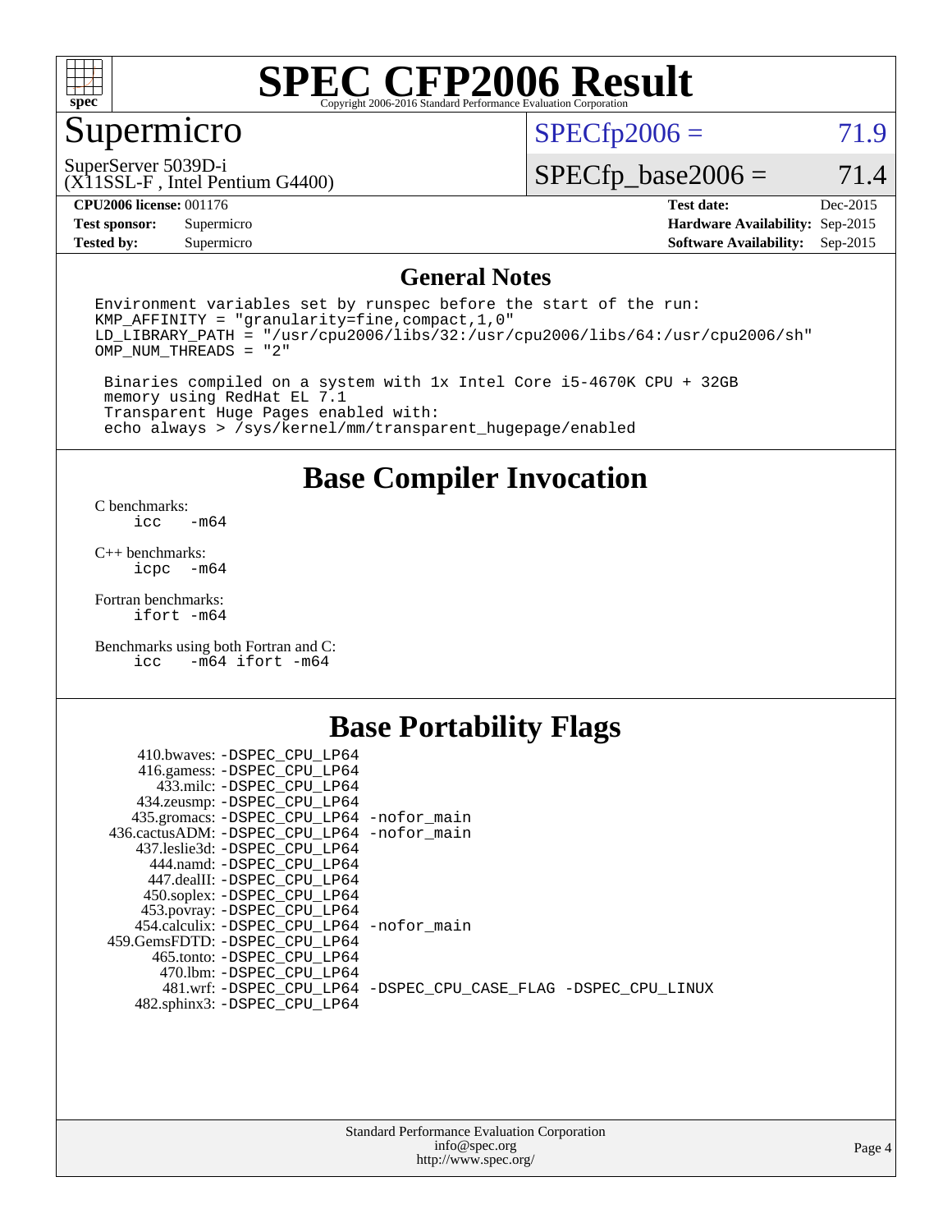# SPEC CFP2006 Result

Copyright 2006-2016 Standard Performance Evaluation Corporation

## Supermicro

SuperServer 5039D-i
(X11SSL-F , Intel Pentium G4400)

SPECfp2006 = 71.9

SPECfp_base2006 = 71.4

| | | | |
|---|---|---|---|
| **CPU2006 license:** 001176 | | **Test date:** | Dec-2015 |
| **Test sponsor:** | Supermicro | **Hardware Availability:** | Sep-2015 |
| **Tested by:** | Supermicro | **Software Availability:** | Sep-2015 |

### General Notes

```
Environment variables set by runspec before the start of the run:
KMP_AFFINITY = "granularity=fine,compact,1,0"
LD_LIBRARY_PATH = "/usr/cpu2006/libs/32:/usr/cpu2006/libs/64:/usr/cpu2006/sh"
OMP_NUM_THREADS = "2"

 Binaries compiled on a system with 1x Intel Core i5-4670K CPU + 32GB
 memory using RedHat EL 7.1
 Transparent Huge Pages enabled with:
 echo always > /sys/kernel/mm/transparent_hugepage/enabled
```

## Base Compiler Invocation

C benchmarks:
```
icc  -m64
```

C++ benchmarks:
```
icpc  -m64
```

Fortran benchmarks:
```
ifort -m64
```

Benchmarks using both Fortran and C:
```
icc  -m64 ifort -m64
```

## Base Portability Flags

```
     410.bwaves: -DSPEC_CPU_LP64
     416.gamess: -DSPEC_CPU_LP64
       433.milc: -DSPEC_CPU_LP64
    434.zeusmp: -DSPEC_CPU_LP64
    435.gromacs: -DSPEC_CPU_LP64 -nofor_main
 436.cactusADM: -DSPEC_CPU_LP64 -nofor_main
   437.leslie3d: -DSPEC_CPU_LP64
      444.namd: -DSPEC_CPU_LP64
     447.dealII: -DSPEC_CPU_LP64
     450.soplex: -DSPEC_CPU_LP64
     453.povray: -DSPEC_CPU_LP64
   454.calculix: -DSPEC_CPU_LP64 -nofor_main
  459.GemsFDTD: -DSPEC_CPU_LP64
      465.tonto: -DSPEC_CPU_LP64
        470.lbm: -DSPEC_CPU_LP64
        481.wrf: -DSPEC_CPU_LP64 -DSPEC_CPU_CASE_FLAG -DSPEC_CPU_LINUX
    482.sphinx3: -DSPEC_CPU_LP64
```

Standard Performance Evaluation Corporation
info@spec.org
http://www.spec.org/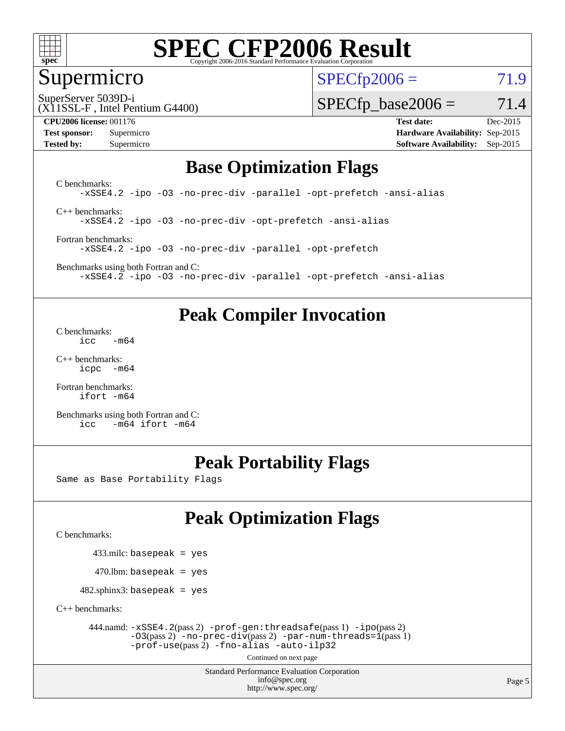# SPEC CFP2006 Result

Copyright 2006-2016 Standard Performance Evaluation Corporation

## Supermicro

SuperServer 5039D-i
(X11SSL-F , Intel Pentium G4400)

| | |
|---|---|
| SPECfp2006 = | 71.9 |
| SPECfp_base2006 = | 71.4 |

| | | | |
|---|---|---|---|
| **CPU2006 license:** | 001176 | **Test date:** | Dec-2015 |
| **Test sponsor:** | Supermicro | **Hardware Availability:** | Sep-2015 |
| **Tested by:** | Supermicro | **Software Availability:** | Sep-2015 |

## Base Optimization Flags

C benchmarks:
```
-xSSE4.2 -ipo -O3 -no-prec-div -parallel -opt-prefetch -ansi-alias
```

C++ benchmarks:
```
-xSSE4.2 -ipo -O3 -no-prec-div -opt-prefetch -ansi-alias
```

Fortran benchmarks:
```
-xSSE4.2 -ipo -O3 -no-prec-div -parallel -opt-prefetch
```

Benchmarks using both Fortran and C:
```
-xSSE4.2 -ipo -O3 -no-prec-div -parallel -opt-prefetch -ansi-alias
```

## Peak Compiler Invocation

C benchmarks:
```
icc   -m64
```

C++ benchmarks:
```
icpc  -m64
```

Fortran benchmarks:
```
ifort -m64
```

Benchmarks using both Fortran and C:
```
icc   -m64 ifort -m64
```

## Peak Portability Flags

Same as Base Portability Flags

## Peak Optimization Flags

C benchmarks:

433.milc: `basepeak = yes`

470.lbm: `basepeak = yes`

482.sphinx3: `basepeak = yes`

C++ benchmarks:

444.namd: `-xSSE4.2`(pass 2) `-prof-gen:threadsafe`(pass 1) `-ipo`(pass 2) `-O3`(pass 2) `-no-prec-div`(pass 2) `-par-num-threads=1`(pass 1) `-prof-use`(pass 2) `-fno-alias -auto-ilp32`

Continued on next page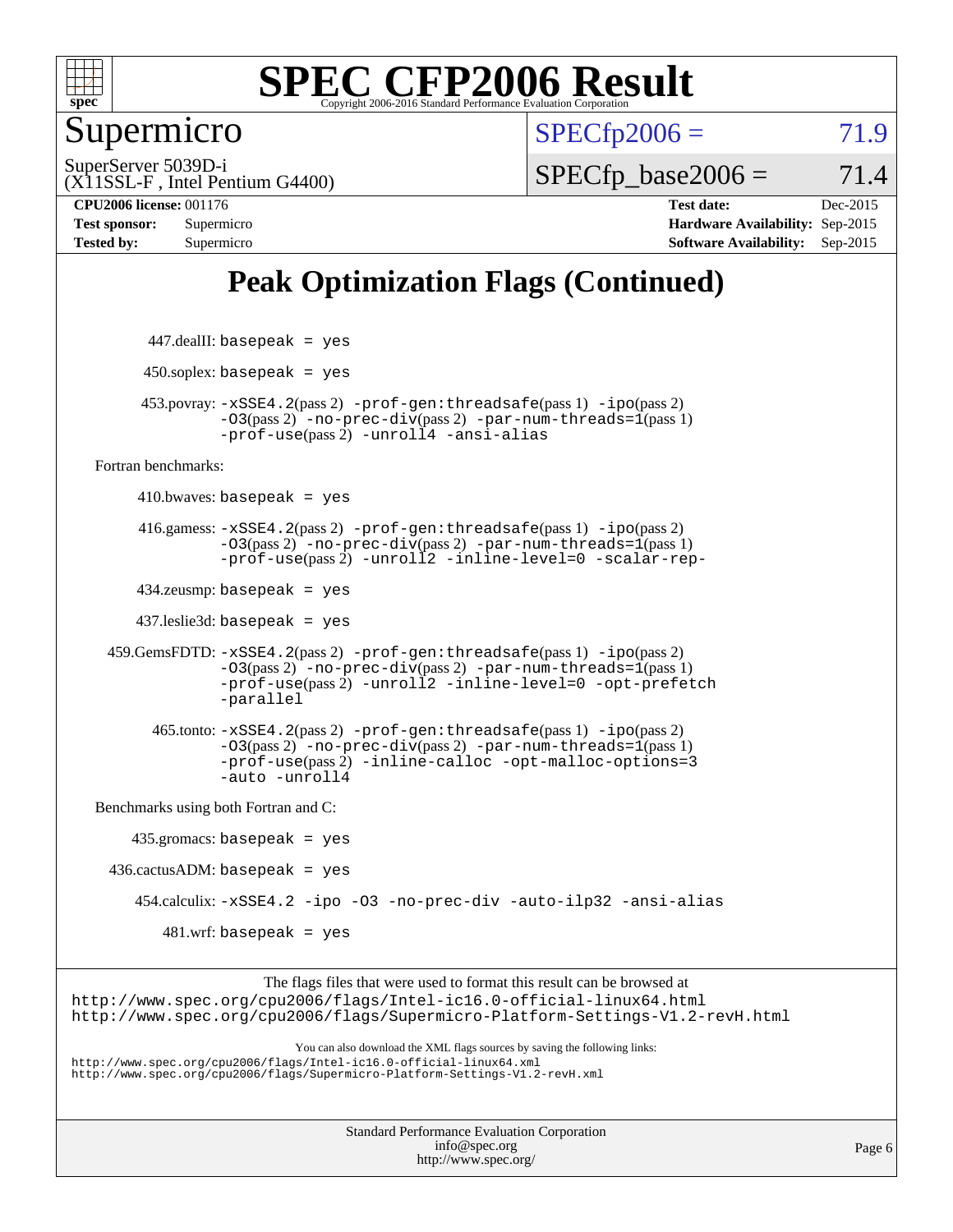# SPEC CFP2006 Result

Copyright 2006-2016 Standard Performance Evaluation Corporation

## Supermicro

SuperServer 5039D-i
(X11SSL-F , Intel Pentium G4400)

SPECfp2006 = 71.9

SPECfp_base2006 = 71.4

**CPU2006 license:** 001176 **Test date:** Dec-2015

**Test sponsor:** Supermicro **Hardware Availability:** Sep-2015

**Tested by:** Supermicro **Software Availability:** Sep-2015

## Peak Optimization Flags (Continued)

447.dealII: basepeak = yes

450.soplex: basepeak = yes

453.povray: -xSSE4.2(pass 2) -prof-gen:threadsafe(pass 1) -ipo(pass 2) -O3(pass 2) -no-prec-div(pass 2) -par-num-threads=1(pass 1) -prof-use(pass 2) -unroll4 -ansi-alias

Fortran benchmarks:

410.bwaves: basepeak = yes

416.gamess: -xSSE4.2(pass 2) -prof-gen:threadsafe(pass 1) -ipo(pass 2) -O3(pass 2) -no-prec-div(pass 2) -par-num-threads=1(pass 1) -prof-use(pass 2) -unroll2 -inline-level=0 -scalar-rep-

434.zeusmp: basepeak = yes

437.leslie3d: basepeak = yes

459.GemsFDTD: -xSSE4.2(pass 2) -prof-gen:threadsafe(pass 1) -ipo(pass 2) -O3(pass 2) -no-prec-div(pass 2) -par-num-threads=1(pass 1) -prof-use(pass 2) -unroll2 -inline-level=0 -opt-prefetch -parallel

465.tonto: -xSSE4.2(pass 2) -prof-gen:threadsafe(pass 1) -ipo(pass 2) -O3(pass 2) -no-prec-div(pass 2) -par-num-threads=1(pass 1) -prof-use(pass 2) -inline-calloc -opt-malloc-options=3 -auto -unroll4

Benchmarks using both Fortran and C:

435.gromacs: basepeak = yes

436.cactusADM: basepeak = yes

454.calculix: -xSSE4.2 -ipo -O3 -no-prec-div -auto-ilp32 -ansi-alias

481.wrf: basepeak = yes

The flags files that were used to format this result can be browsed at
http://www.spec.org/cpu2006/flags/Intel-ic16.0-official-linux64.html
http://www.spec.org/cpu2006/flags/Supermicro-Platform-Settings-V1.2-revH.html

You can also download the XML flags sources by saving the following links:
http://www.spec.org/cpu2006/flags/Intel-ic16.0-official-linux64.xml
http://www.spec.org/cpu2006/flags/Supermicro-Platform-Settings-V1.2-revH.xml

Standard Performance Evaluation Corporation
info@spec.org
http://www.spec.org/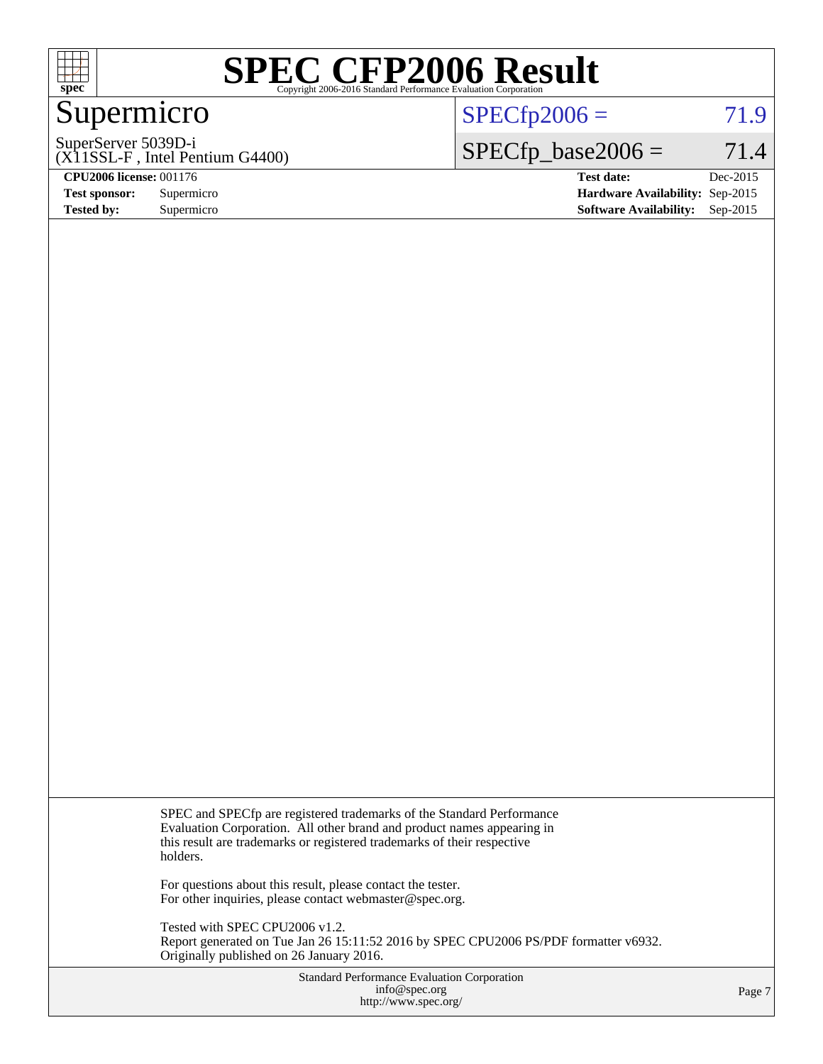SPEC and SPECfp are registered trademarks of the Standard Performance Evaluation Corporation. All other brand and product names appearing in this result are trademarks or registered trademarks of their respective holders.

For questions about this result, please contact the tester.
For other inquiries, please contact webmaster@spec.org.

Tested with SPEC CPU2006 v1.2.
Report generated on Tue Jan 26 15:11:52 2016 by SPEC CPU2006 PS/PDF formatter v6932.
Originally published on 26 January 2016.